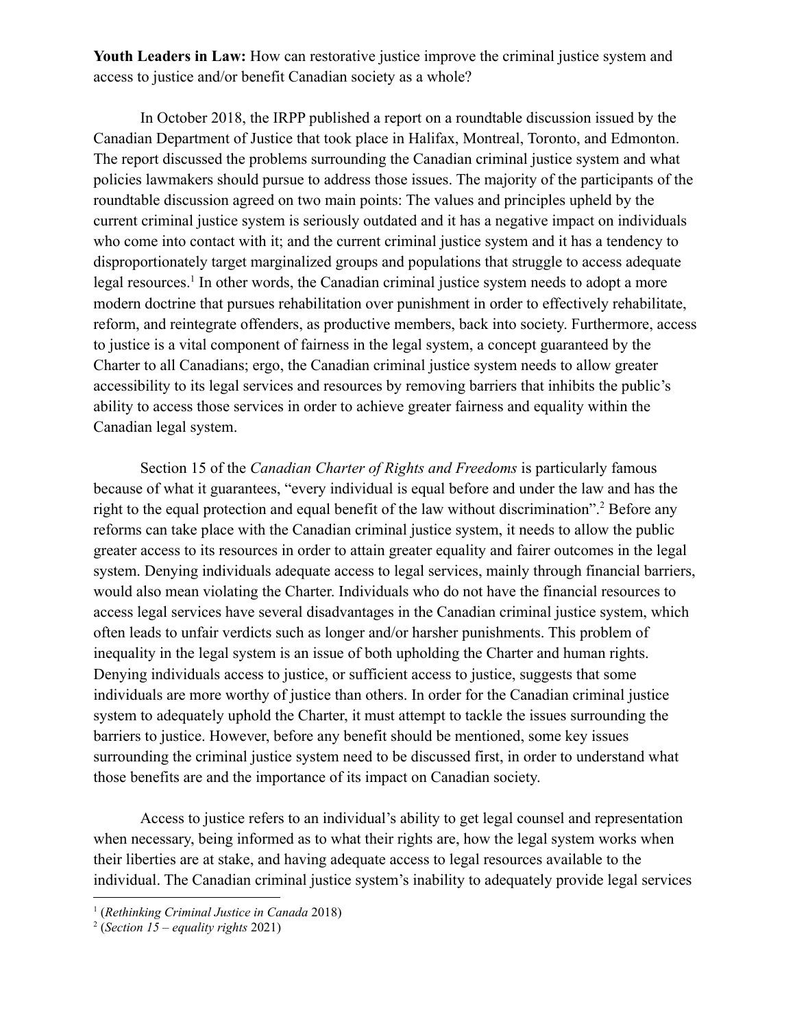**Youth Leaders in Law:** How can restorative justice improve the criminal justice system and access to justice and/or benefit Canadian society as a whole?

In October 2018, the IRPP published a report on a roundtable discussion issued by the Canadian Department of Justice that took place in Halifax, Montreal, Toronto, and Edmonton. The report discussed the problems surrounding the Canadian criminal justice system and what policies lawmakers should pursue to address those issues. The majority of the participants of the roundtable discussion agreed on two main points: The values and principles upheld by the current criminal justice system is seriously outdated and it has a negative impact on individuals who come into contact with it; and the current criminal justice system and it has a tendency to disproportionately target marginalized groups and populations that struggle to access adequate legal resources.[1] In other words, the Canadian criminal justice system needs to adopt a more modern doctrine that pursues rehabilitation over punishment in order to effectively rehabilitate, reform, and reintegrate offenders, as productive members, back into society. Furthermore, access to justice is a vital component of fairness in the legal system, a concept guaranteed by the Charter to all Canadians; ergo, the Canadian criminal justice system needs to allow greater accessibility to its legal services and resources by removing barriers that inhibits the public's ability to access those services in order to achieve greater fairness and equality within the Canadian legal system.

Section 15 of the *Canadian Charter of Rights and Freedoms* is particularly famous because of what it guarantees, "every individual is equal before and under the law and has the right to the equal protection and equal benefit of the law without discrimination".[2] Before any reforms can take place with the Canadian criminal justice system, it needs to allow the public greater access to its resources in order to attain greater equality and fairer outcomes in the legal system. Denying individuals adequate access to legal services, mainly through financial barriers, would also mean violating the Charter. Individuals who do not have the financial resources to access legal services have several disadvantages in the Canadian criminal justice system, which often leads to unfair verdicts such as longer and/or harsher punishments. This problem of inequality in the legal system is an issue of both upholding the Charter and human rights. Denying individuals access to justice, or sufficient access to justice, suggests that some individuals are more worthy of justice than others. In order for the Canadian criminal justice system to adequately uphold the Charter, it must attempt to tackle the issues surrounding the barriers to justice. However, before any benefit should be mentioned, some key issues surrounding the criminal justice system need to be discussed first, in order to understand what those benefits are and the importance of its impact on Canadian society.

Access to justice refers to an individual's ability to get legal counsel and representation when necessary, being informed as to what their rights are, how the legal system works when their liberties are at stake, and having adequate access to legal resources available to the individual. The Canadian criminal justice system's inability to adequately provide legal services

---

[1] (*Rethinking Criminal Justice in Canada* 2018)

[2] (*Section 15 – equality rights* 2021)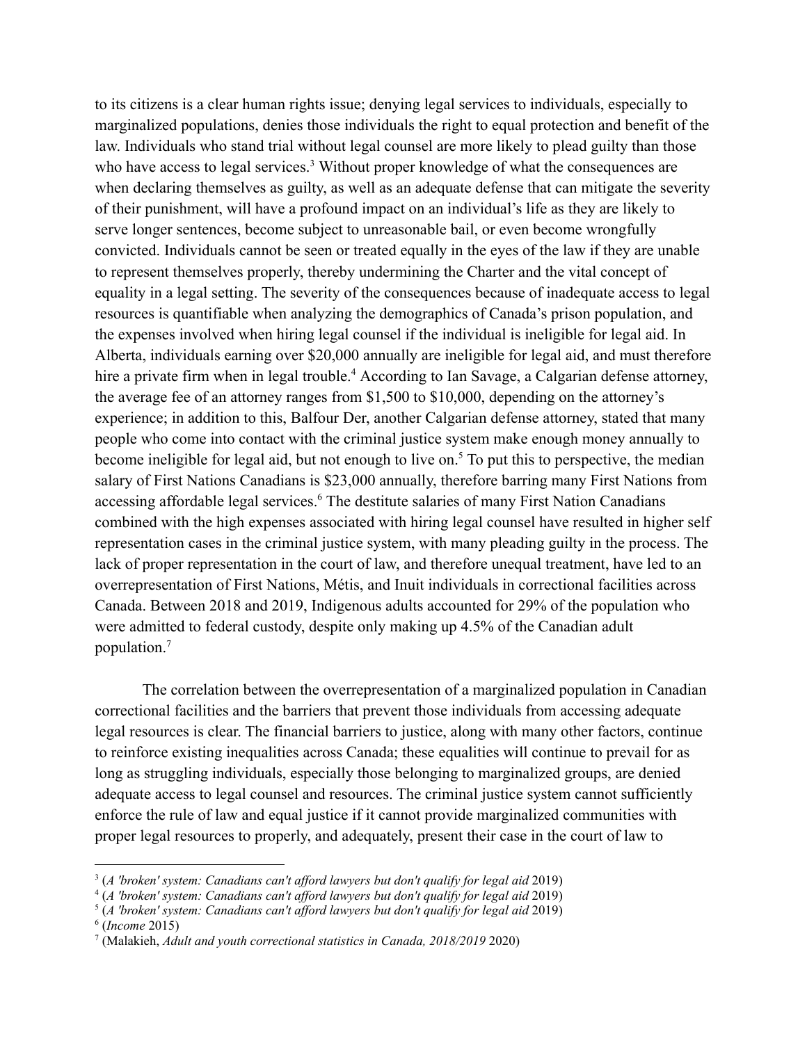to its citizens is a clear human rights issue; denying legal services to individuals, especially to marginalized populations, denies those individuals the right to equal protection and benefit of the law. Individuals who stand trial without legal counsel are more likely to plead guilty than those who have access to legal services.[3] Without proper knowledge of what the consequences are when declaring themselves as guilty, as well as an adequate defense that can mitigate the severity of their punishment, will have a profound impact on an individual's life as they are likely to serve longer sentences, become subject to unreasonable bail, or even become wrongfully convicted. Individuals cannot be seen or treated equally in the eyes of the law if they are unable to represent themselves properly, thereby undermining the Charter and the vital concept of equality in a legal setting. The severity of the consequences because of inadequate access to legal resources is quantifiable when analyzing the demographics of Canada's prison population, and the expenses involved when hiring legal counsel if the individual is ineligible for legal aid. In Alberta, individuals earning over $20,000 annually are ineligible for legal aid, and must therefore hire a private firm when in legal trouble.[4] According to Ian Savage, a Calgarian defense attorney, the average fee of an attorney ranges from $1,500 to $10,000, depending on the attorney's experience; in addition to this, Balfour Der, another Calgarian defense attorney, stated that many people who come into contact with the criminal justice system make enough money annually to become ineligible for legal aid, but not enough to live on.[5] To put this to perspective, the median salary of First Nations Canadians is $23,000 annually, therefore barring many First Nations from accessing affordable legal services.[6] The destitute salaries of many First Nation Canadians combined with the high expenses associated with hiring legal counsel have resulted in higher self representation cases in the criminal justice system, with many pleading guilty in the process. The lack of proper representation in the court of law, and therefore unequal treatment, have led to an overrepresentation of First Nations, Métis, and Inuit individuals in correctional facilities across Canada. Between 2018 and 2019, Indigenous adults accounted for 29% of the population who were admitted to federal custody, despite only making up 4.5% of the Canadian adult population.[7]

The correlation between the overrepresentation of a marginalized population in Canadian correctional facilities and the barriers that prevent those individuals from accessing adequate legal resources is clear. The financial barriers to justice, along with many other factors, continue to reinforce existing inequalities across Canada; these equalities will continue to prevail for as long as struggling individuals, especially those belonging to marginalized groups, are denied adequate access to legal counsel and resources. The criminal justice system cannot sufficiently enforce the rule of law and equal justice if it cannot provide marginalized communities with proper legal resources to properly, and adequately, present their case in the court of law to

---

[3] (*A 'broken' system: Canadians can't afford lawyers but don't qualify for legal aid* 2019)
[4] (*A 'broken' system: Canadians can't afford lawyers but don't qualify for legal aid* 2019)
[5] (*A 'broken' system: Canadians can't afford lawyers but don't qualify for legal aid* 2019)
[6] (*Income* 2015)
[7] (Malakieh, *Adult and youth correctional statistics in Canada, 2018/2019* 2020)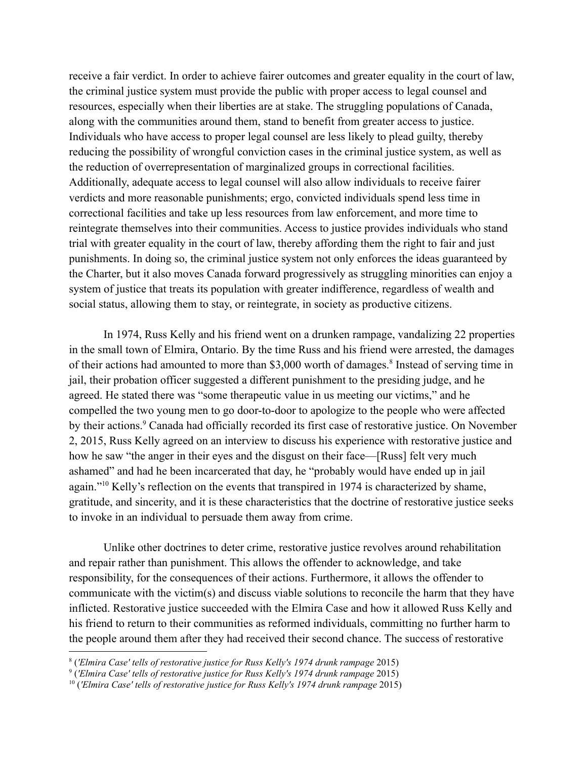receive a fair verdict. In order to achieve fairer outcomes and greater equality in the court of law, the criminal justice system must provide the public with proper access to legal counsel and resources, especially when their liberties are at stake. The struggling populations of Canada, along with the communities around them, stand to benefit from greater access to justice. Individuals who have access to proper legal counsel are less likely to plead guilty, thereby reducing the possibility of wrongful conviction cases in the criminal justice system, as well as the reduction of overrepresentation of marginalized groups in correctional facilities. Additionally, adequate access to legal counsel will also allow individuals to receive fairer verdicts and more reasonable punishments; ergo, convicted individuals spend less time in correctional facilities and take up less resources from law enforcement, and more time to reintegrate themselves into their communities. Access to justice provides individuals who stand trial with greater equality in the court of law, thereby affording them the right to fair and just punishments. In doing so, the criminal justice system not only enforces the ideas guaranteed by the Charter, but it also moves Canada forward progressively as struggling minorities can enjoy a system of justice that treats its population with greater indifference, regardless of wealth and social status, allowing them to stay, or reintegrate, in society as productive citizens.

In 1974, Russ Kelly and his friend went on a drunken rampage, vandalizing 22 properties in the small town of Elmira, Ontario. By the time Russ and his friend were arrested, the damages of their actions had amounted to more than $3,000 worth of damages.[8] Instead of serving time in jail, their probation officer suggested a different punishment to the presiding judge, and he agreed. He stated there was "some therapeutic value in us meeting our victims," and he compelled the two young men to go door-to-door to apologize to the people who were affected by their actions.[9] Canada had officially recorded its first case of restorative justice. On November 2, 2015, Russ Kelly agreed on an interview to discuss his experience with restorative justice and how he saw "the anger in their eyes and the disgust on their face—[Russ] felt very much ashamed" and had he been incarcerated that day, he "probably would have ended up in jail again."[10] Kelly's reflection on the events that transpired in 1974 is characterized by shame, gratitude, and sincerity, and it is these characteristics that the doctrine of restorative justice seeks to invoke in an individual to persuade them away from crime.

Unlike other doctrines to deter crime, restorative justice revolves around rehabilitation and repair rather than punishment. This allows the offender to acknowledge, and take responsibility, for the consequences of their actions. Furthermore, it allows the offender to communicate with the victim(s) and discuss viable solutions to reconcile the harm that they have inflicted. Restorative justice succeeded with the Elmira Case and how it allowed Russ Kelly and his friend to return to their communities as reformed individuals, committing no further harm to the people around them after they had received their second chance. The success of restorative

---

[8] (*'Elmira Case' tells of restorative justice for Russ Kelly's 1974 drunk rampage* 2015)

[9] (*'Elmira Case' tells of restorative justice for Russ Kelly's 1974 drunk rampage* 2015)

[10] (*'Elmira Case' tells of restorative justice for Russ Kelly's 1974 drunk rampage* 2015)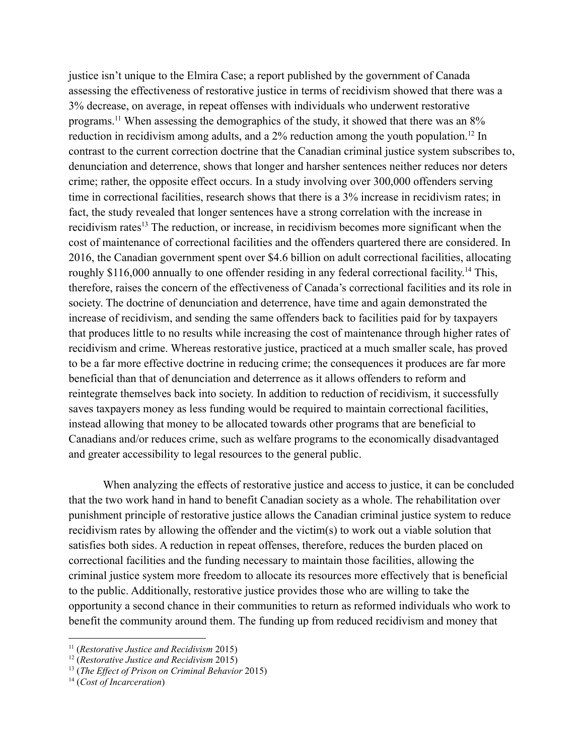justice isn't unique to the Elmira Case; a report published by the government of Canada assessing the effectiveness of restorative justice in terms of recidivism showed that there was a 3% decrease, on average, in repeat offenses with individuals who underwent restorative programs.[11] When assessing the demographics of the study, it showed that there was an 8% reduction in recidivism among adults, and a 2% reduction among the youth population.[12] In contrast to the current correction doctrine that the Canadian criminal justice system subscribes to, denunciation and deterrence, shows that longer and harsher sentences neither reduces nor deters crime; rather, the opposite effect occurs. In a study involving over 300,000 offenders serving time in correctional facilities, research shows that there is a 3% increase in recidivism rates; in fact, the study revealed that longer sentences have a strong correlation with the increase in recidivism rates[13] The reduction, or increase, in recidivism becomes more significant when the cost of maintenance of correctional facilities and the offenders quartered there are considered. In 2016, the Canadian government spent over $4.6 billion on adult correctional facilities, allocating roughly $116,000 annually to one offender residing in any federal correctional facility.[14] This, therefore, raises the concern of the effectiveness of Canada's correctional facilities and its role in society. The doctrine of denunciation and deterrence, have time and again demonstrated the increase of recidivism, and sending the same offenders back to facilities paid for by taxpayers that produces little to no results while increasing the cost of maintenance through higher rates of recidivism and crime. Whereas restorative justice, practiced at a much smaller scale, has proved to be a far more effective doctrine in reducing crime; the consequences it produces are far more beneficial than that of denunciation and deterrence as it allows offenders to reform and reintegrate themselves back into society. In addition to reduction of recidivism, it successfully saves taxpayers money as less funding would be required to maintain correctional facilities, instead allowing that money to be allocated towards other programs that are beneficial to Canadians and/or reduces crime, such as welfare programs to the economically disadvantaged and greater accessibility to legal resources to the general public.

When analyzing the effects of restorative justice and access to justice, it can be concluded that the two work hand in hand to benefit Canadian society as a whole. The rehabilitation over punishment principle of restorative justice allows the Canadian criminal justice system to reduce recidivism rates by allowing the offender and the victim(s) to work out a viable solution that satisfies both sides. A reduction in repeat offenses, therefore, reduces the burden placed on correctional facilities and the funding necessary to maintain those facilities, allowing the criminal justice system more freedom to allocate its resources more effectively that is beneficial to the public. Additionally, restorative justice provides those who are willing to take the opportunity a second chance in their communities to return as reformed individuals who work to benefit the community around them. The funding up from reduced recidivism and money that

---

[11] (*Restorative Justice and Recidivism* 2015)

[12] (*Restorative Justice and Recidivism* 2015)

[13] (*The Effect of Prison on Criminal Behavior* 2015)

[14] (*Cost of Incarceration*)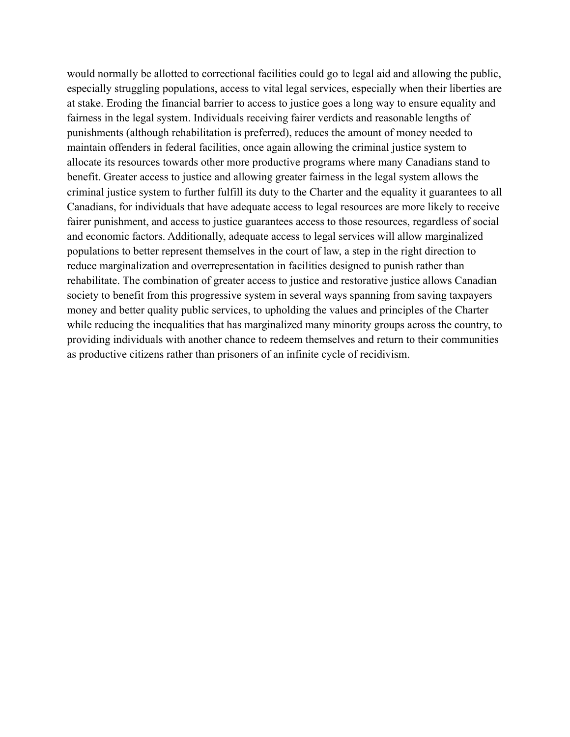would normally be allotted to correctional facilities could go to legal aid and allowing the public, especially struggling populations, access to vital legal services, especially when their liberties are at stake. Eroding the financial barrier to access to justice goes a long way to ensure equality and fairness in the legal system. Individuals receiving fairer verdicts and reasonable lengths of punishments (although rehabilitation is preferred), reduces the amount of money needed to maintain offenders in federal facilities, once again allowing the criminal justice system to allocate its resources towards other more productive programs where many Canadians stand to benefit. Greater access to justice and allowing greater fairness in the legal system allows the criminal justice system to further fulfill its duty to the Charter and the equality it guarantees to all Canadians, for individuals that have adequate access to legal resources are more likely to receive fairer punishment, and access to justice guarantees access to those resources, regardless of social and economic factors. Additionally, adequate access to legal services will allow marginalized populations to better represent themselves in the court of law, a step in the right direction to reduce marginalization and overrepresentation in facilities designed to punish rather than rehabilitate. The combination of greater access to justice and restorative justice allows Canadian society to benefit from this progressive system in several ways spanning from saving taxpayers money and better quality public services, to upholding the values and principles of the Charter while reducing the inequalities that has marginalized many minority groups across the country, to providing individuals with another chance to redeem themselves and return to their communities as productive citizens rather than prisoners of an infinite cycle of recidivism.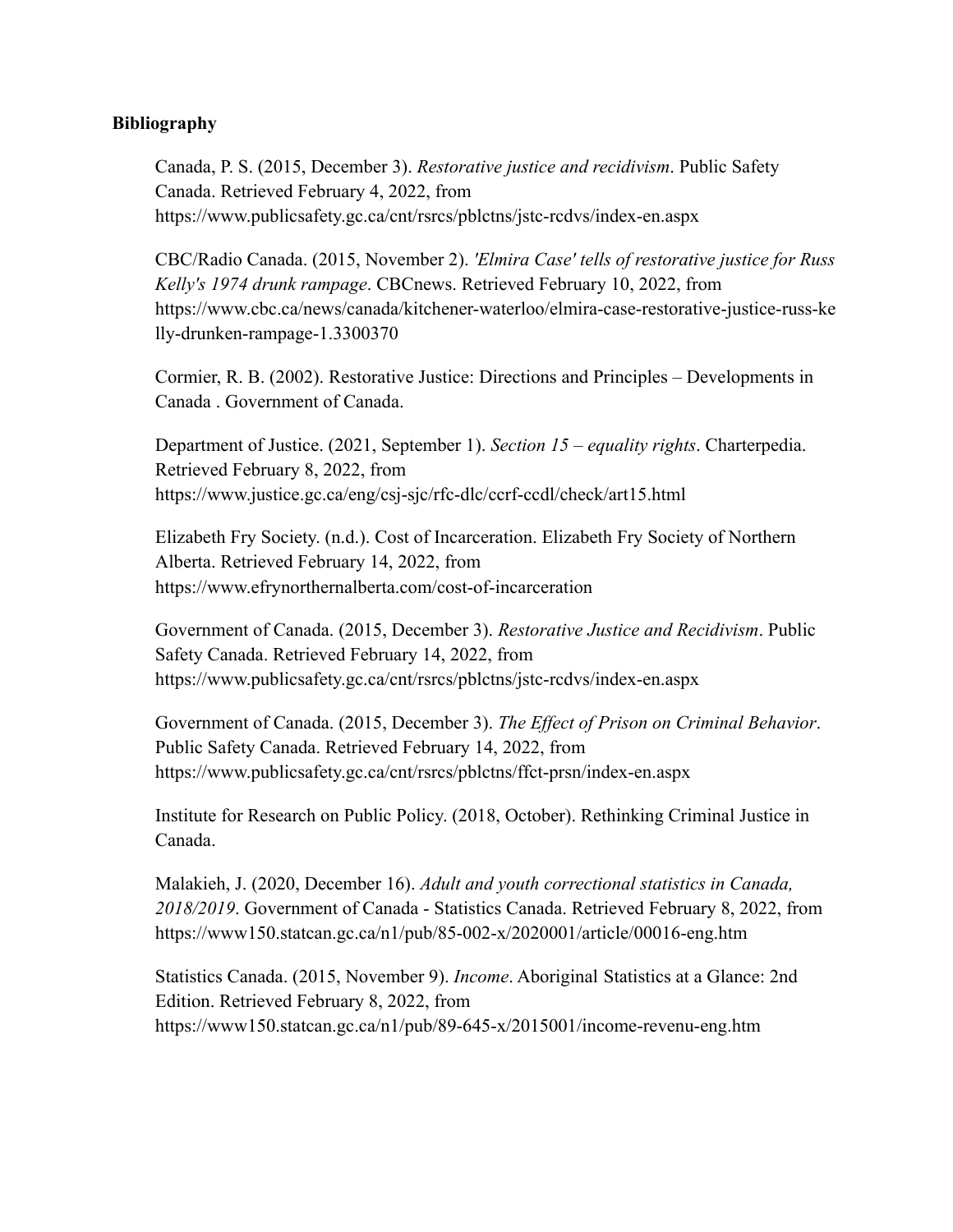**Bibliography**

Canada, P. S. (2015, December 3). *Restorative justice and recidivism*. Public Safety Canada. Retrieved February 4, 2022, from https://www.publicsafety.gc.ca/cnt/rsrcs/pblctns/jstc-rcdvs/index-en.aspx

CBC/Radio Canada. (2015, November 2). *'Elmira Case' tells of restorative justice for Russ Kelly's 1974 drunk rampage*. CBCnews. Retrieved February 10, 2022, from https://www.cbc.ca/news/canada/kitchener-waterloo/elmira-case-restorative-justice-russ-kelly-drunken-rampage-1.3300370

Cormier, R. B. (2002). Restorative Justice: Directions and Principles – Developments in Canada . Government of Canada.

Department of Justice. (2021, September 1). *Section 15 – equality rights*. Charterpedia. Retrieved February 8, 2022, from https://www.justice.gc.ca/eng/csj-sjc/rfc-dlc/ccrf-ccdl/check/art15.html

Elizabeth Fry Society. (n.d.). Cost of Incarceration. Elizabeth Fry Society of Northern Alberta. Retrieved February 14, 2022, from https://www.efrynorthernalberta.com/cost-of-incarceration

Government of Canada. (2015, December 3). *Restorative Justice and Recidivism*. Public Safety Canada. Retrieved February 14, 2022, from https://www.publicsafety.gc.ca/cnt/rsrcs/pblctns/jstc-rcdvs/index-en.aspx

Government of Canada. (2015, December 3). *The Effect of Prison on Criminal Behavior*. Public Safety Canada. Retrieved February 14, 2022, from https://www.publicsafety.gc.ca/cnt/rsrcs/pblctns/ffct-prsn/index-en.aspx

Institute for Research on Public Policy. (2018, October). Rethinking Criminal Justice in Canada.

Malakieh, J. (2020, December 16). *Adult and youth correctional statistics in Canada, 2018/2019*. Government of Canada - Statistics Canada. Retrieved February 8, 2022, from https://www150.statcan.gc.ca/n1/pub/85-002-x/2020001/article/00016-eng.htm

Statistics Canada. (2015, November 9). *Income*. Aboriginal Statistics at a Glance: 2nd Edition. Retrieved February 8, 2022, from https://www150.statcan.gc.ca/n1/pub/89-645-x/2015001/income-revenu-eng.htm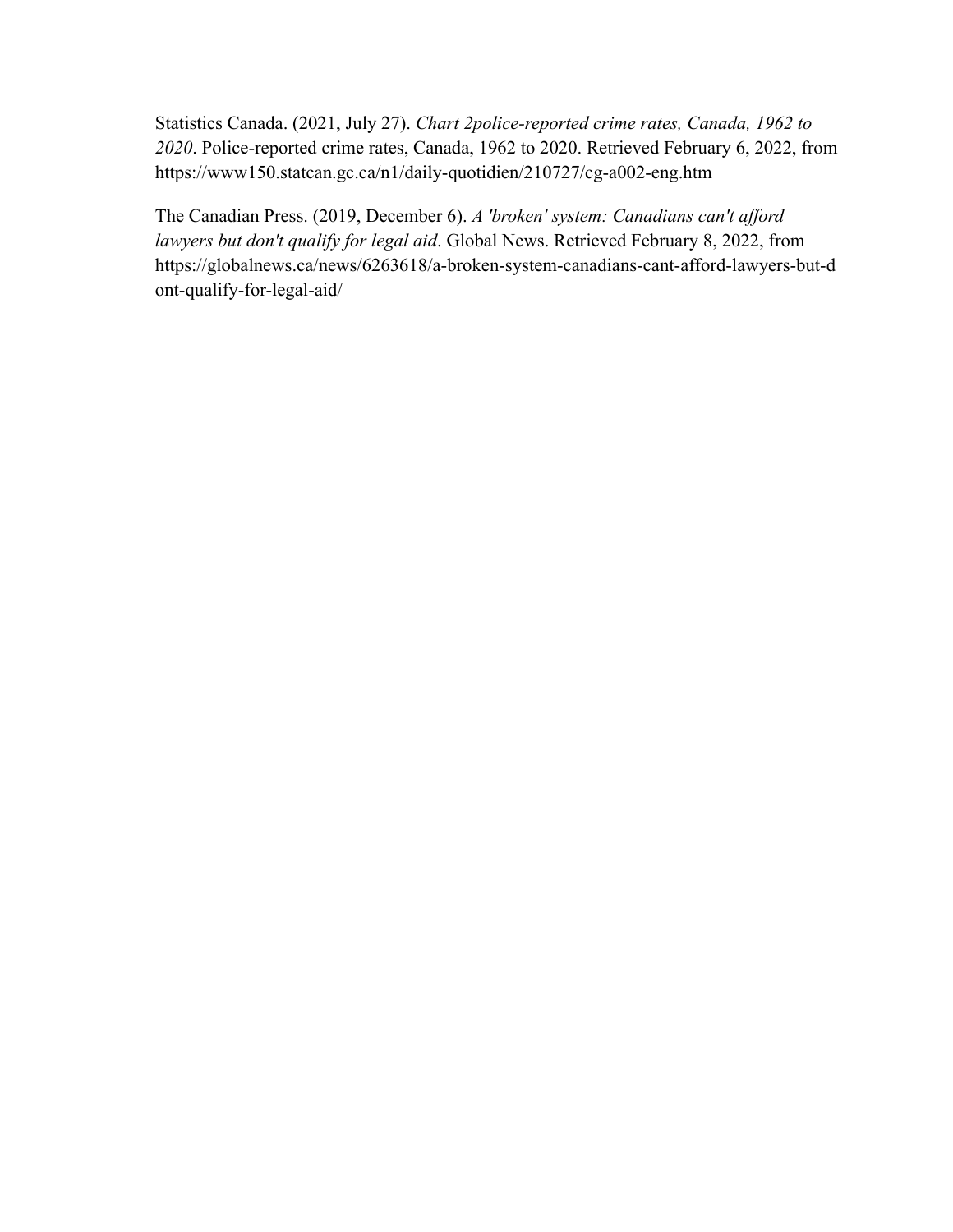Statistics Canada. (2021, July 27). *Chart 2police-reported crime rates, Canada, 1962 to 2020*. Police-reported crime rates, Canada, 1962 to 2020. Retrieved February 6, 2022, from https://www150.statcan.gc.ca/n1/daily-quotidien/210727/cg-a002-eng.htm

The Canadian Press. (2019, December 6). *A 'broken' system: Canadians can't afford lawyers but don't qualify for legal aid*. Global News. Retrieved February 8, 2022, from https://globalnews.ca/news/6263618/a-broken-system-canadians-cant-afford-lawyers-but-dont-qualify-for-legal-aid/